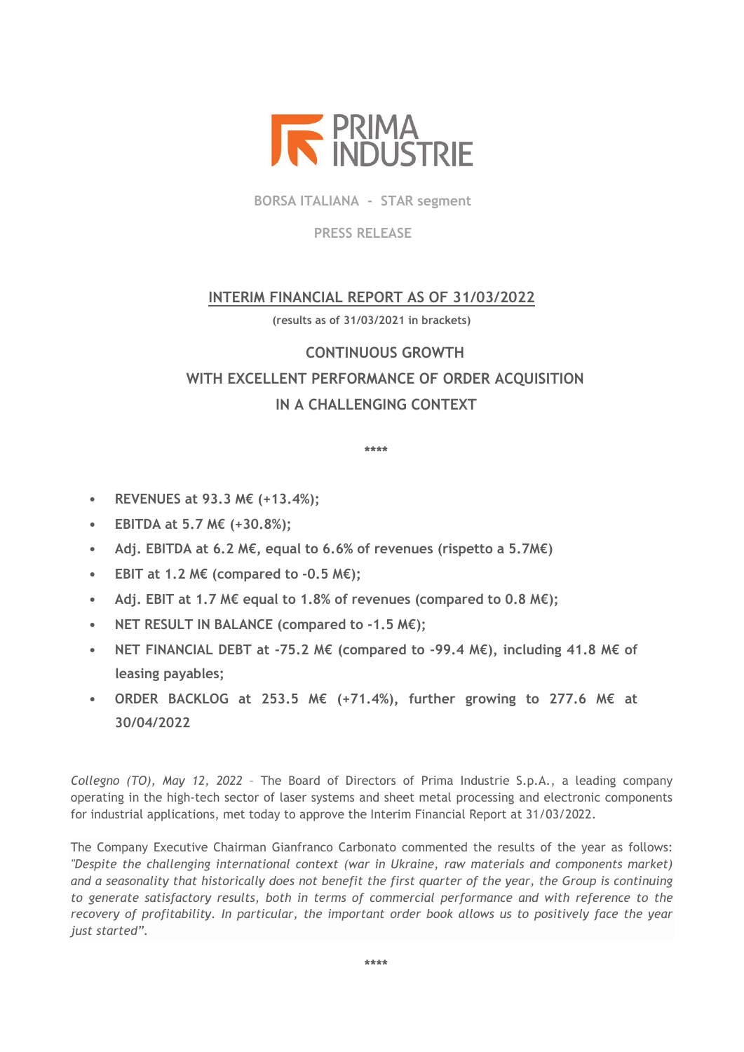PRIMA INDUSTRIE

BORSA ITALIANA - STAR segment

PRESS RELEASE

# INTERIM FINANCIAL REPORT AS OF 31/03/2022

**(results as of 31/03/2021 in brackets)**

## CONTINUOUS GROWTH WITH EXCELLENT PERFORMANCE OF ORDER ACQUISITION IN A CHALLENGING CONTEXT

****

- **REVENUES at 93.3 M€ (+13.4%);**
- **EBITDA at 5.7 M€ (+30.8%);**
- **Adj. EBITDA at 6.2 M€, equal to 6.6% of revenues (rispetto a 5.7M€)**
- **EBIT at 1.2 M€ (compared to -0.5 M€);**
- **Adj. EBIT at 1.7 M€ equal to 1.8% of revenues (compared to 0.8 M€);**
- **NET RESULT IN BALANCE (compared to -1.5 M€);**
- **NET FINANCIAL DEBT at -75.2 M€ (compared to -99.4 M€), including 41.8 M€ of leasing payables;**
- **ORDER BACKLOG at 253.5 M€ (+71.4%), further growing to 277.6 M€ at 30/04/2022**

*Collegno (TO), May 12, 2022* – The Board of Directors of Prima Industrie S.p.A., a leading company operating in the high-tech sector of laser systems and sheet metal processing and electronic components for industrial applications, met today to approve the Interim Financial Report at 31/03/2022.

The Company Executive Chairman Gianfranco Carbonato commented the results of the year as follows: *"Despite the challenging international context (war in Ukraine, raw materials and components market) and a seasonality that historically does not benefit the first quarter of the year, the Group is continuing to generate satisfactory results, both in terms of commercial performance and with reference to the recovery of profitability. In particular, the important order book allows us to positively face the year just started".*

****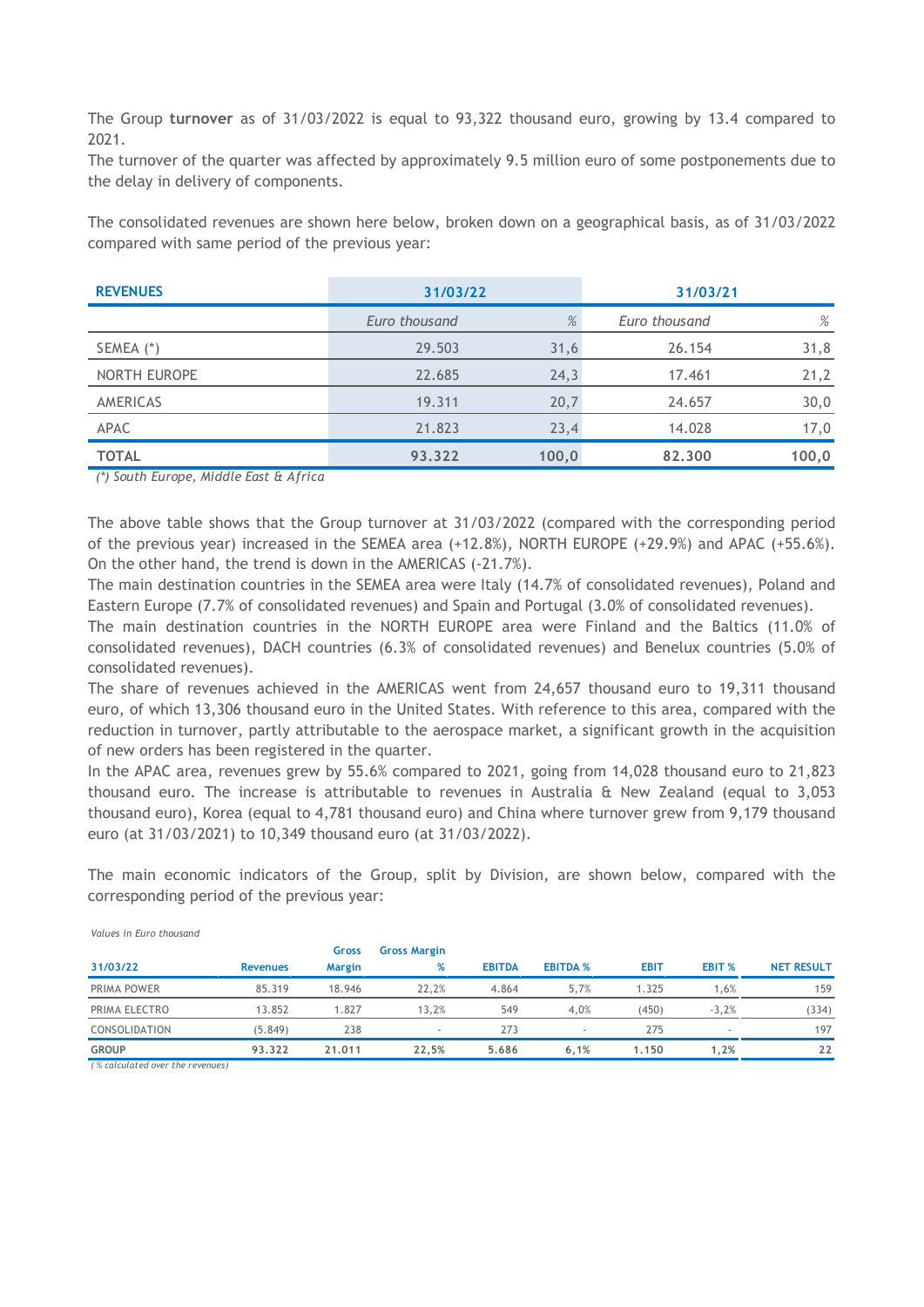The Group **turnover** as of 31/03/2022 is equal to 93,322 thousand euro, growing by 13.4 compared to 2021.
The turnover of the quarter was affected by approximately 9.5 million euro of some postponements due to the delay in delivery of components.

The consolidated revenues are shown here below, broken down on a geographical basis, as of 31/03/2022 compared with same period of the previous year:

| **REVENUES** | **31/03/22** | | **31/03/21** | |
|---|---|---|---|---|
| | *Euro thousand* | *%* | *Euro thousand* | *%* |
| SEMEA (*) | 29.503 | 31,6 | 26.154 | 31,8 |
| NORTH EUROPE | 22.685 | 24,3 | 17.461 | 21,2 |
| AMERICAS | 19.311 | 20,7 | 24.657 | 30,0 |
| APAC | 21.823 | 23,4 | 14.028 | 17,0 |
| **TOTAL** | **93.322** | **100,0** | **82.300** | **100,0** |

*(*) South Europe, Middle East & Africa*

The above table shows that the Group turnover at 31/03/2022 (compared with the corresponding period of the previous year) increased in the SEMEA area (+12.8%), NORTH EUROPE (+29.9%) and APAC (+55.6%). On the other hand, the trend is down in the AMERICAS (-21.7%).
The main destination countries in the SEMEA area were Italy (14.7% of consolidated revenues), Poland and Eastern Europe (7.7% of consolidated revenues) and Spain and Portugal (3.0% of consolidated revenues).
The main destination countries in the NORTH EUROPE area were Finland and the Baltics (11.0% of consolidated revenues), DACH countries (6.3% of consolidated revenues) and Benelux countries (5.0% of consolidated revenues).
The share of revenues achieved in the AMERICAS went from 24,657 thousand euro to 19,311 thousand euro, of which 13,306 thousand euro in the United States. With reference to this area, compared with the reduction in turnover, partly attributable to the aerospace market, a significant growth in the acquisition of new orders has been registered in the quarter.
In the APAC area, revenues grew by 55.6% compared to 2021, going from 14,028 thousand euro to 21,823 thousand euro. The increase is attributable to revenues in Australia & New Zealand (equal to 3,053 thousand euro), Korea (equal to 4,781 thousand euro) and China where turnover grew from 9,179 thousand euro (at 31/03/2021) to 10,349 thousand euro (at 31/03/2022).

The main economic indicators of the Group, split by Division, are shown below, compared with the corresponding period of the previous year:

*Values in Euro thousand*

| **31/03/22** | **Revenues** | **Gross Margin** | **Gross Margin %** | **EBITDA** | **EBITDA %** | **EBIT** | **EBIT %** | **NET RESULT** |
|---|---|---|---|---|---|---|---|---|
| PRIMA POWER | 85.319 | 18.946 | 22,2% | 4.864 | 5,7% | 1.325 | 1,6% | 159 |
| PRIMA ELECTRO | 13.852 | 1.827 | 13,2% | 549 | 4,0% | (450) | -3,2% | (334) |
| CONSOLIDATION | (5.849) | 238 | - | 273 | - | 275 | - | 197 |
| **GROUP** | **93.322** | **21.011** | **22,5%** | **5.686** | **6,1%** | **1.150** | **1,2%** | **22** |

*(% calculated over the revenues)*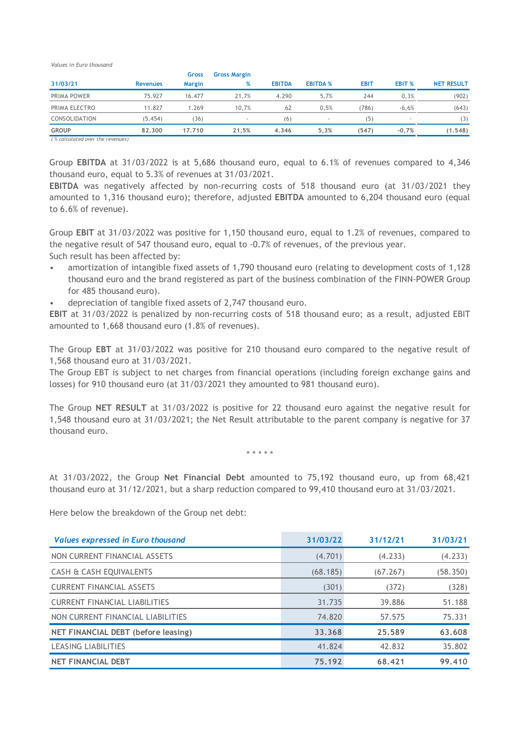*Values in Euro thousand*

| 31/03/21 | Revenues | Gross Margin | Gross Margin % | EBITDA | EBITDA % | EBIT | EBIT % | NET RESULT |
|---|---|---|---|---|---|---|---|---|
| PRIMA POWER | 75.927 | 16.477 | 21,7% | 4.290 | 5,7% | 244 | 0,3% | (902) |
| PRIMA ELECTRO | 11.827 | 1.269 | 10,7% | 62 | 0,5% | (786) | -6,6% | (643) |
| CONSOLIDATION | (5.454) | (36) | - | (6) | - | (5) | - | (3) |
| **GROUP** | **82.300** | **17.710** | **21,5%** | **4.346** | **5,3%** | **(547)** | **-0,7%** | **(1.548)** |

*(% calculated over the revenues)*

Group **EBITDA** at 31/03/2022 is at 5,686 thousand euro, equal to 6.1% of revenues compared to 4,346 thousand euro, equal to 5.3% of revenues at 31/03/2021.
**EBITDA** was negatively affected by non-recurring costs of 518 thousand euro (at 31/03/2021 they amounted to 1,316 thousand euro); therefore, adjusted **EBITDA** amounted to 6,204 thousand euro (equal to 6.6% of revenue).

Group **EBIT** at 31/03/2022 was positive for 1,150 thousand euro, equal to 1.2% of revenues, compared to the negative result of 547 thousand euro, equal to -0.7% of revenues, of the previous year.
Such result has been affected by:

- amortization of intangible fixed assets of 1,790 thousand euro (relating to development costs of 1,128 thousand euro and the brand registered as part of the business combination of the FINN-POWER Group for 485 thousand euro).
- depreciation of tangible fixed assets of 2,747 thousand euro.

**EBIT** at 31/03/2022 is penalized by non-recurring costs of 518 thousand euro; as a result, adjusted EBIT amounted to 1,668 thousand euro (1.8% of revenues).

The Group **EBT** at 31/03/2022 was positive for 210 thousand euro compared to the negative result of 1,568 thousand euro at 31/03/2021.
The Group EBT is subject to net charges from financial operations (including foreign exchange gains and losses) for 910 thousand euro (at 31/03/2021 they amounted to 981 thousand euro).

The Group **NET RESULT** at 31/03/2022 is positive for 22 thousand euro against the negative result for 1,548 thousand euro at 31/03/2021; the Net Result attributable to the parent company is negative for 37 thousand euro.

\* \* \* \* \*

At 31/03/2022, the Group **Net Financial Debt** amounted to 75,192 thousand euro, up from 68,421 thousand euro at 31/12/2021, but a sharp reduction compared to 99,410 thousand euro at 31/03/2021.

Here below the breakdown of the Group net debt:

| *Values expressed in Euro thousand* | 31/03/22 | 31/12/21 | 31/03/21 |
|---|---|---|---|
| NON CURRENT FINANCIAL ASSETS | (4.701) | (4.233) | (4.233) |
| CASH & CASH EQUIVALENTS | (68.185) | (67.267) | (58.350) |
| CURRENT FINANCIAL ASSETS | (301) | (372) | (328) |
| CURRENT FINANCIAL LIABILITIES | 31.735 | 39.886 | 51.188 |
| NON CURRENT FINANCIAL LIABILITIES | 74.820 | 57.575 | 75.331 |
| **NET FINANCIAL DEBT (before leasing)** | **33.368** | **25.589** | **63.608** |
| LEASING LIABILITIES | 41.824 | 42.832 | 35.802 |
| **NET FINANCIAL DEBT** | **75.192** | **68.421** | **99.410** |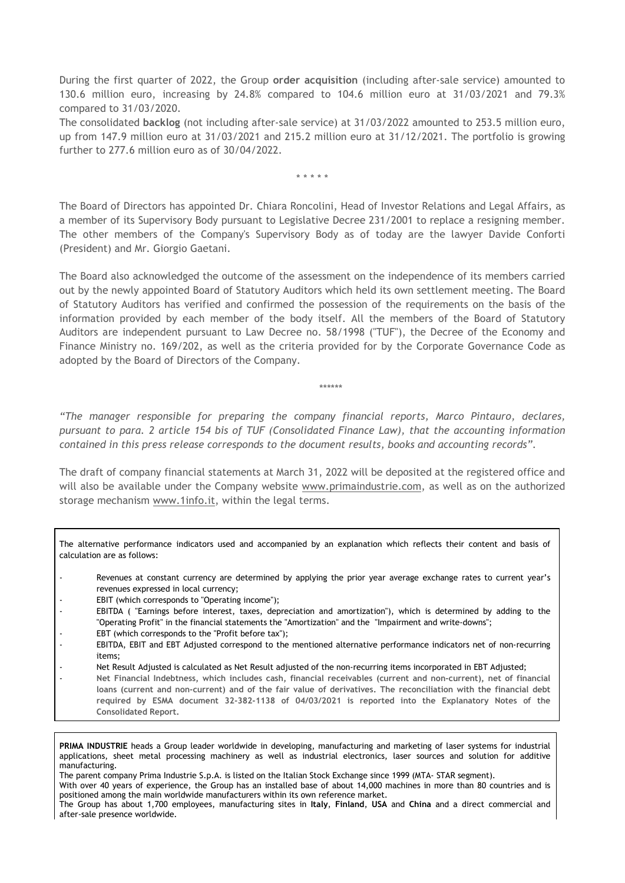During the first quarter of 2022, the Group **order acquisition** (including after-sale service) amounted to 130.6 million euro, increasing by 24.8% compared to 104.6 million euro at 31/03/2021 and 79.3% compared to 31/03/2020.

The consolidated **backlog** (not including after-sale service) at 31/03/2022 amounted to 253.5 million euro, up from 147.9 million euro at 31/03/2021 and 215.2 million euro at 31/12/2021. The portfolio is growing further to 277.6 million euro as of 30/04/2022.

\* \* \* \* \*

The Board of Directors has appointed Dr. Chiara Roncolini, Head of Investor Relations and Legal Affairs, as a member of its Supervisory Body pursuant to Legislative Decree 231/2001 to replace a resigning member. The other members of the Company's Supervisory Body as of today are the lawyer Davide Conforti (President) and Mr. Giorgio Gaetani.

The Board also acknowledged the outcome of the assessment on the independence of its members carried out by the newly appointed Board of Statutory Auditors which held its own settlement meeting. The Board of Statutory Auditors has verified and confirmed the possession of the requirements on the basis of the information provided by each member of the body itself. All the members of the Board of Statutory Auditors are independent pursuant to Law Decree no. 58/1998 ("TUF"), the Decree of the Economy and Finance Ministry no. 169/202, as well as the criteria provided for by the Corporate Governance Code as adopted by the Board of Directors of the Company.

\*\*\*\*\*\*

*"The manager responsible for preparing the company financial reports, Marco Pintauro, declares, pursuant to para. 2 article 154 bis of TUF (Consolidated Finance Law), that the accounting information contained in this press release corresponds to the document results, books and accounting records".*

The draft of company financial statements at March 31, 2022 will be deposited at the registered office and will also be available under the Company website www.primaindustrie.com, as well as on the authorized storage mechanism www.1info.it, within the legal terms.

The alternative performance indicators used and accompanied by an explanation which reflects their content and basis of calculation are as follows:

- Revenues at constant currency are determined by applying the prior year average exchange rates to current year's revenues expressed in local currency;
- EBIT (which corresponds to "Operating income");
- EBITDA ( "Earnings before interest, taxes, depreciation and amortization"), which is determined by adding to the "Operating Profit" in the financial statements the "Amortization" and the "Impairment and write-downs";
- EBT (which corresponds to the "Profit before tax");
- EBITDA, EBIT and EBT Adjusted correspond to the mentioned alternative performance indicators net of non-recurring items;
- Net Result Adjusted is calculated as Net Result adjusted of the non-recurring items incorporated in EBT Adjusted;
- **Net Financial Indebtness, which includes cash, financial receivables (current and non-current), net of financial loans (current and non-current) and of the fair value of derivatives. The reconciliation with the financial debt required by ESMA document 32-382-1138 of 04/03/2021 is reported into the Explanatory Notes of the Consolidated Report.**

**PRIMA INDUSTRIE** heads a Group leader worldwide in developing, manufacturing and marketing of laser systems for industrial applications, sheet metal processing machinery as well as industrial electronics, laser sources and solution for additive manufacturing.

The parent company Prima Industrie S.p.A. is listed on the Italian Stock Exchange since 1999 (MTA- STAR segment).

With over 40 years of experience, the Group has an installed base of about 14,000 machines in more than 80 countries and is positioned among the main worldwide manufacturers within its own reference market.

The Group has about 1,700 employees, manufacturing sites in **Italy**, **Finland**, **USA** and **China** and a direct commercial and after-sale presence worldwide.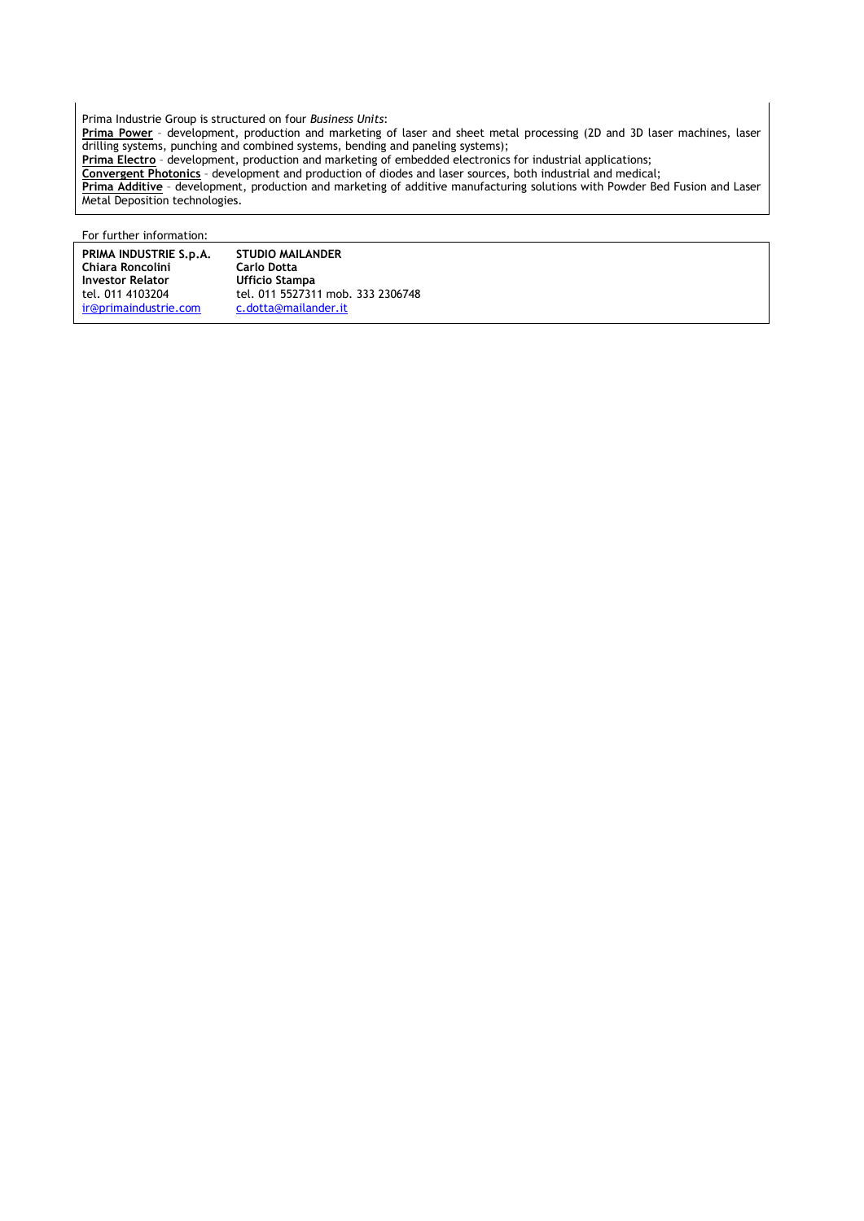Prima Industrie Group is structured on four *Business Units*:

**Prima Power** – development, production and marketing of laser and sheet metal processing (2D and 3D laser machines, laser drilling systems, punching and combined systems, bending and paneling systems);

**Prima Electro** – development, production and marketing of embedded electronics for industrial applications;

**Convergent Photonics** – development and production of diodes and laser sources, both industrial and medical;

**Prima Additive** – development, production and marketing of additive manufacturing solutions with Powder Bed Fusion and Laser Metal Deposition technologies.

For further information:

| **PRIMA INDUSTRIE S.p.A.** | **STUDIO MAILANDER** |
|---|---|
| **Chiara Roncolini** | **Carlo Dotta** |
| **Investor Relator** | **Ufficio Stampa** |
| tel. 011 4103204 | tel. 011 5527311 mob. 333 2306748 |
| ir@primaindustrie.com | c.dotta@mailander.it |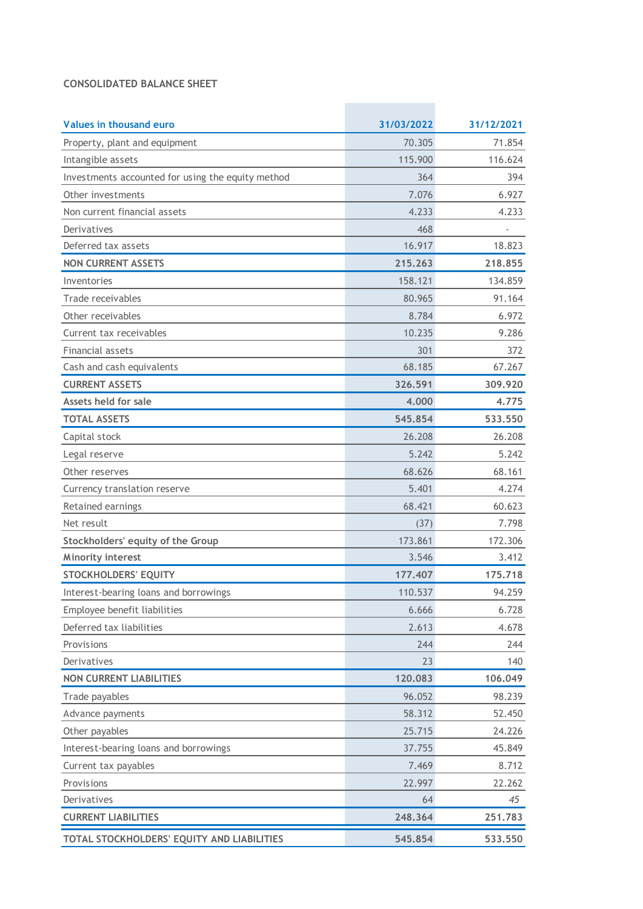CONSOLIDATED BALANCE SHEET

| Values in thousand euro | 31/03/2022 | 31/12/2021 |
|---|---|---|
| Property, plant and equipment | 70.305 | 71.854 |
| Intangible assets | 115.900 | 116.624 |
| Investments accounted for using the equity method | 364 | 394 |
| Other investments | 7.076 | 6.927 |
| Non current financial assets | 4.233 | 4.233 |
| Derivatives | 468 | - |
| Deferred tax assets | 16.917 | 18.823 |
| **NON CURRENT ASSETS** | **215.263** | **218.855** |
| Inventories | 158.121 | 134.859 |
| Trade receivables | 80.965 | 91.164 |
| Other receivables | 8.784 | 6.972 |
| Current tax receivables | 10.235 | 9.286 |
| Financial assets | 301 | 372 |
| Cash and cash equivalents | 68.185 | 67.267 |
| **CURRENT ASSETS** | **326.591** | **309.920** |
| **Assets held for sale** | **4.000** | **4.775** |
| **TOTAL ASSETS** | **545.854** | **533.550** |
| Capital stock | 26.208 | 26.208 |
| Legal reserve | 5.242 | 5.242 |
| Other reserves | 68.626 | 68.161 |
| Currency translation reserve | 5.401 | 4.274 |
| Retained earnings | 68.421 | 60.623 |
| Net result | (37) | 7.798 |
| **Stockholders' equity of the Group** | 173.861 | 172.306 |
| **Minority interest** | 3.546 | 3.412 |
| **STOCKHOLDERS' EQUITY** | **177.407** | **175.718** |
| Interest-bearing loans and borrowings | 110.537 | 94.259 |
| Employee benefit liabilities | 6.666 | 6.728 |
| Deferred tax liabilities | 2.613 | 4.678 |
| Provisions | 244 | 244 |
| Derivatives | 23 | 140 |
| **NON CURRENT LIABILITIES** | **120.083** | **106.049** |
| Trade payables | 96.052 | 98.239 |
| Advance payments | 58.312 | 52.450 |
| Other payables | 25.715 | 24.226 |
| Interest-bearing loans and borrowings | 37.755 | 45.849 |
| Current tax payables | 7.469 | 8.712 |
| Provisions | 22.997 | 22.262 |
| Derivatives | 64 | *45* |
| **CURRENT LIABILITIES** | **248.364** | **251.783** |
| **TOTAL STOCKHOLDERS' EQUITY AND LIABILITIES** | **545.854** | **533.550** |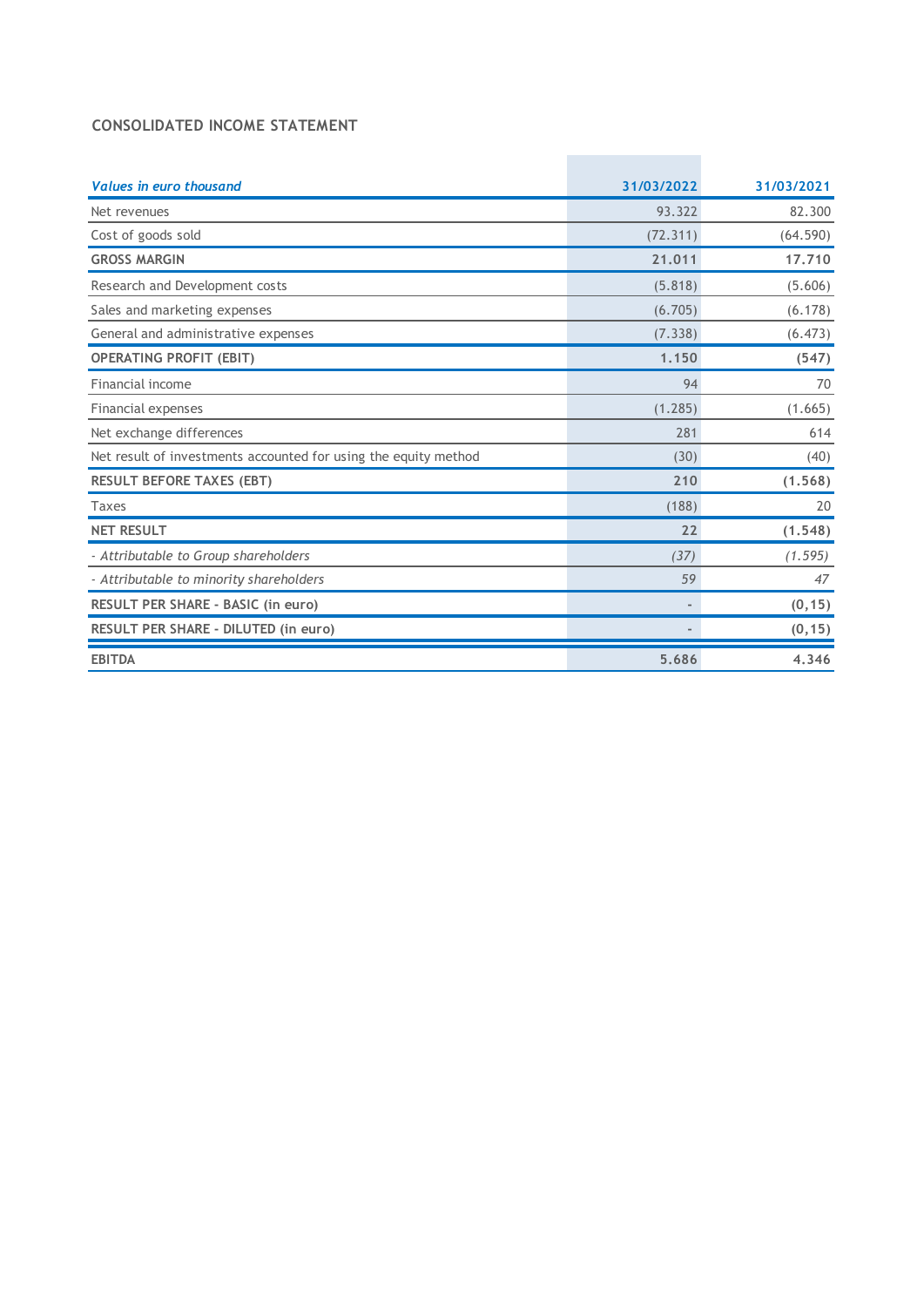## CONSOLIDATED INCOME STATEMENT

| *Values in euro thousand* | 31/03/2022 | 31/03/2021 |
|---|---|---|
| Net revenues | 93.322 | 82.300 |
| Cost of goods sold | (72.311) | (64.590) |
| **GROSS MARGIN** | **21.011** | **17.710** |
| Research and Development costs | (5.818) | (5.606) |
| Sales and marketing expenses | (6.705) | (6.178) |
| General and administrative expenses | (7.338) | (6.473) |
| **OPERATING PROFIT (EBIT)** | **1.150** | **(547)** |
| Financial income | 94 | 70 |
| Financial expenses | (1.285) | (1.665) |
| Net exchange differences | 281 | 614 |
| Net result of investments accounted for using the equity method | (30) | (40) |
| **RESULT BEFORE TAXES (EBT)** | **210** | **(1.568)** |
| Taxes | (188) | 20 |
| **NET RESULT** | **22** | **(1.548)** |
| *- Attributable to Group shareholders* | *(37)* | *(1.595)* |
| *- Attributable to minority shareholders* | *59* | *47* |
| **RESULT PER SHARE - BASIC (in euro)** | - | **(0,15)** |
| **RESULT PER SHARE - DILUTED (in euro)** | - | **(0,15)** |
| **EBITDA** | **5.686** | **4.346** |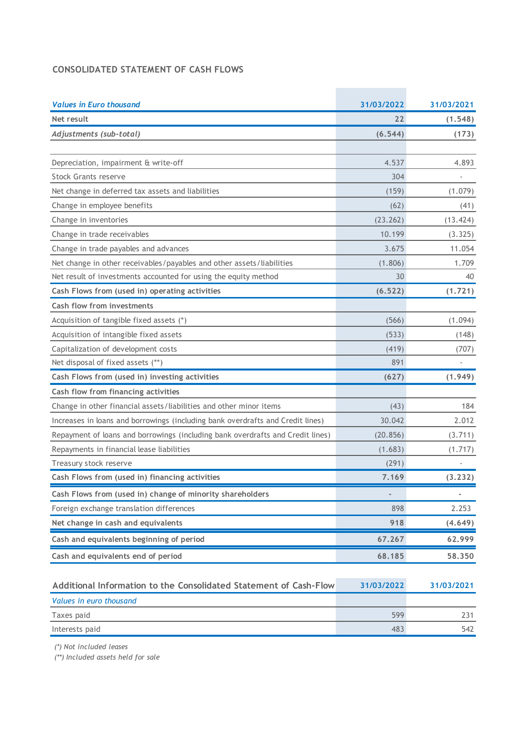## CONSOLIDATED STATEMENT OF CASH FLOWS

| *Values in Euro thousand* | 31/03/2022 | 31/03/2021 |
|---|---|---|
| **Net result** | **22** | **(1.548)** |
| ***Adjustments (sub-total)*** | **(6.544)** | **(173)** |
| | | |
| Depreciation, impairment & write-off | 4.537 | 4.893 |
| Stock Grants reserve | 304 | - |
| Net change in deferred tax assets and liabilities | (159) | (1.079) |
| Change in employee benefits | (62) | (41) |
| Change in inventories | (23.262) | (13.424) |
| Change in trade receivables | 10.199 | (3.325) |
| Change in trade payables and advances | 3.675 | 11.054 |
| Net change in other receivables/payables and other assets/liabilities | (1.806) | 1.709 |
| Net result of investments accounted for using the equity method | 30 | 40 |
| **Cash Flows from (used in) operating activities** | **(6.522)** | **(1.721)** |
| **Cash flow from investments** | | |
| Acquisition of tangible fixed assets (*) | (566) | (1.094) |
| Acquisition of intangible fixed assets | (533) | (148) |
| Capitalization of development costs | (419) | (707) |
| Net disposal of fixed assets (**) | 891 | - |
| **Cash Flows from (used in) investing activities** | **(627)** | **(1.949)** |
| **Cash flow from financing activities** | | |
| Change in other financial assets/liabilities and other minor items | (43) | 184 |
| Increases in loans and borrowings (including bank overdrafts and Credit lines) | 30.042 | 2.012 |
| Repayment of loans and borrowings (including bank overdrafts and Credit lines) | (20.856) | (3.711) |
| Repayments in financial lease liabilities | (1.683) | (1.717) |
| Treasury stock reserve | (291) | - |
| **Cash Flows from (used in) financing activities** | **7.169** | **(3.232)** |
| **Cash Flows from (used in) change of minority shareholders** | **-** | **-** |
| Foreign exchange translation differences | 898 | 2.253 |
| **Net change in cash and equivalents** | **918** | **(4.649)** |
| **Cash and equivalents beginning of period** | **67.267** | **62.999** |
| **Cash and equivalents end of period** | **68.185** | **58.350** |

| Additional Information to the Consolidated Statement of Cash-Flow | 31/03/2022 | 31/03/2021 |
|---|---|---|
| *Values in euro thousand* | | |
| Taxes paid | 599 | 231 |
| Interests paid | 483 | 542 |

*(*) Not included leases*

*(**) Included assets held for sale*